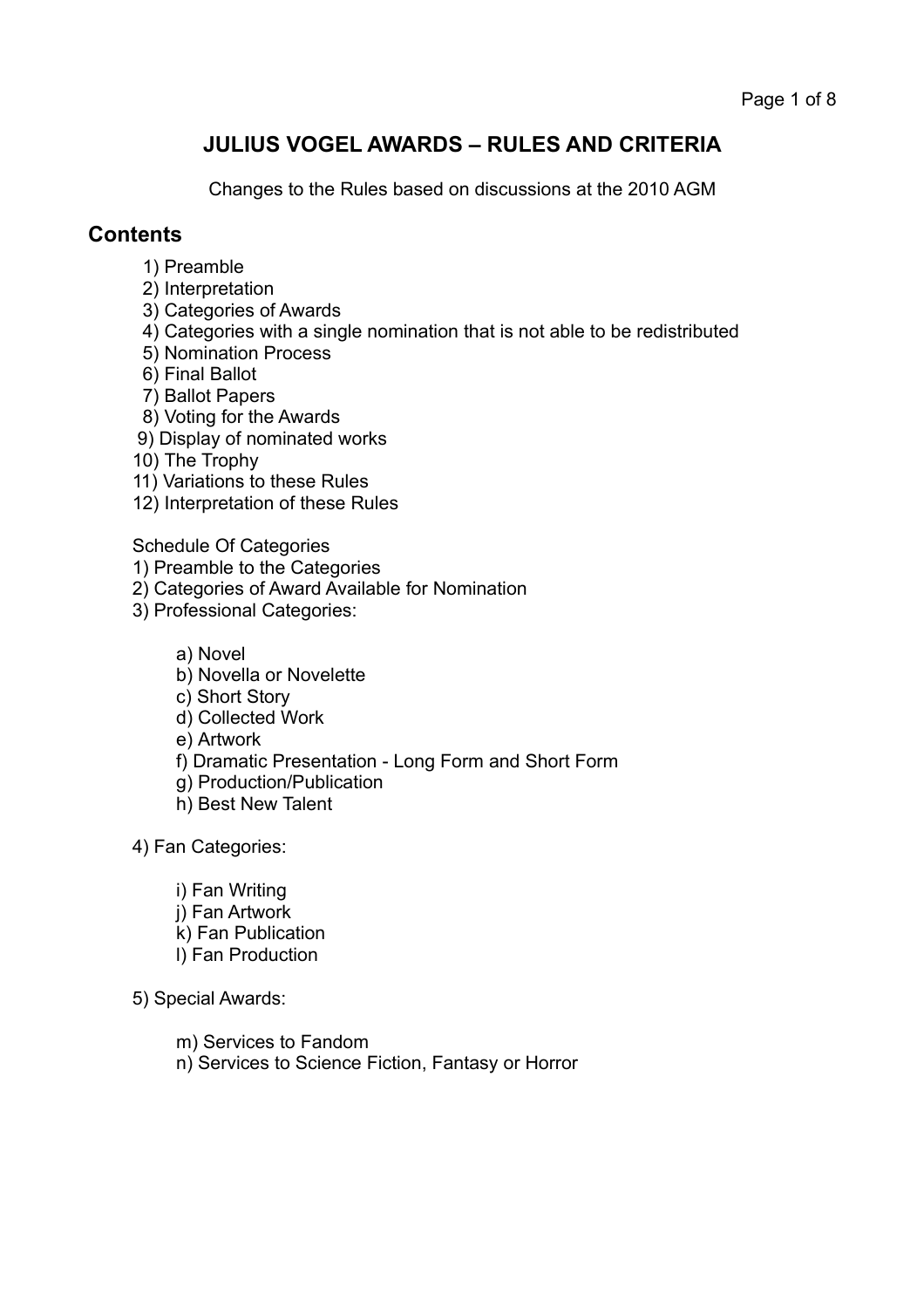# JULIUS VOGEL AWARDS – RULES AND CRITERIA

Changes to the Rules based on discussions at the 2010 AGM

## Contents

1) Preamble
2) Interpretation
3) Categories of Awards
4) Categories with a single nomination that is not able to be redistributed
5) Nomination Process
6) Final Ballot
7) Ballot Papers
8) Voting for the Awards
9) Display of nominated works
10) The Trophy
11) Variations to these Rules
12) Interpretation of these Rules

Schedule Of Categories

1) Preamble to the Categories
2) Categories of Award Available for Nomination
3) Professional Categories:
    - a) Novel
    - b) Novella or Novelette
    - c) Short Story
    - d) Collected Work
    - e) Artwork
    - f) Dramatic Presentation - Long Form and Short Form
    - g) Production/Publication
    - h) Best New Talent
4) Fan Categories:
    - i) Fan Writing
    - j) Fan Artwork
    - k) Fan Publication
    - l) Fan Production
5) Special Awards:
    - m) Services to Fandom
    - n) Services to Science Fiction, Fantasy or Horror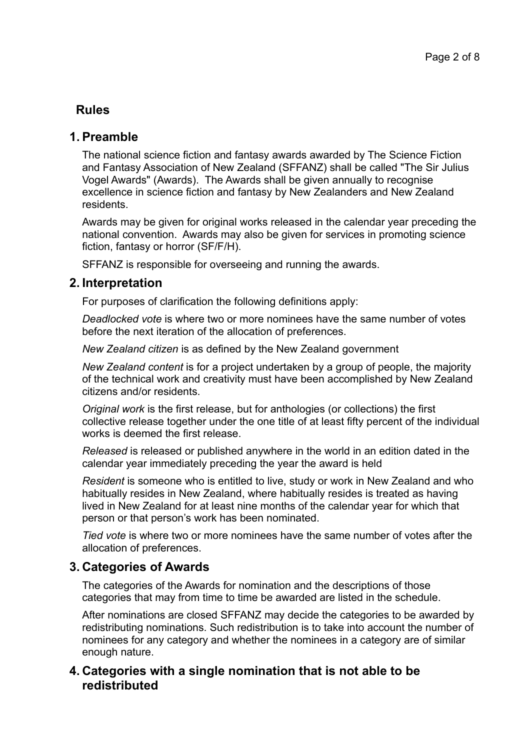## Rules

### 1. Preamble

The national science fiction and fantasy awards awarded by The Science Fiction and Fantasy Association of New Zealand (SFFANZ) shall be called "The Sir Julius Vogel Awards" (Awards). The Awards shall be given annually to recognise excellence in science fiction and fantasy by New Zealanders and New Zealand residents.

Awards may be given for original works released in the calendar year preceding the national convention. Awards may also be given for services in promoting science fiction, fantasy or horror (SF/F/H).

SFFANZ is responsible for overseeing and running the awards.

### 2. Interpretation

For purposes of clarification the following definitions apply:

*Deadlocked vote* is where two or more nominees have the same number of votes before the next iteration of the allocation of preferences.

*New Zealand citizen* is as defined by the New Zealand government

*New Zealand content* is for a project undertaken by a group of people, the majority of the technical work and creativity must have been accomplished by New Zealand citizens and/or residents.

*Original work* is the first release, but for anthologies (or collections) the first collective release together under the one title of at least fifty percent of the individual works is deemed the first release.

*Released* is released or published anywhere in the world in an edition dated in the calendar year immediately preceding the year the award is held

*Resident* is someone who is entitled to live, study or work in New Zealand and who habitually resides in New Zealand, where habitually resides is treated as having lived in New Zealand for at least nine months of the calendar year for which that person or that person's work has been nominated.

*Tied vote* is where two or more nominees have the same number of votes after the allocation of preferences.

### 3. Categories of Awards

The categories of the Awards for nomination and the descriptions of those categories that may from time to time be awarded are listed in the schedule.

After nominations are closed SFFANZ may decide the categories to be awarded by redistributing nominations. Such redistribution is to take into account the number of nominees for any category and whether the nominees in a category are of similar enough nature.

### 4. Categories with a single nomination that is not able to be redistributed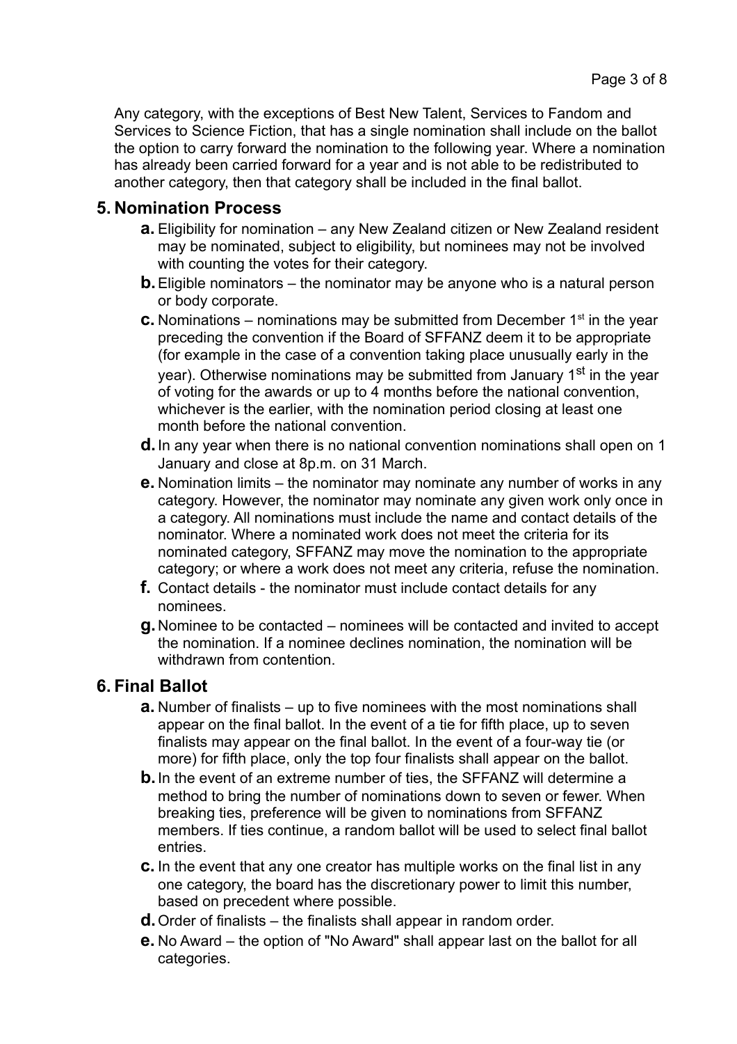Any category, with the exceptions of Best New Talent, Services to Fandom and Services to Science Fiction, that has a single nomination shall include on the ballot the option to carry forward the nomination to the following year. Where a nomination has already been carried forward for a year and is not able to be redistributed to another category, then that category shall be included in the final ballot.

## 5. Nomination Process

- **a.** Eligibility for nomination – any New Zealand citizen or New Zealand resident may be nominated, subject to eligibility, but nominees may not be involved with counting the votes for their category.
- **b.** Eligible nominators – the nominator may be anyone who is a natural person or body corporate.
- **c.** Nominations – nominations may be submitted from December 1st in the year preceding the convention if the Board of SFFANZ deem it to be appropriate (for example in the case of a convention taking place unusually early in the year). Otherwise nominations may be submitted from January 1st in the year of voting for the awards or up to 4 months before the national convention, whichever is the earlier, with the nomination period closing at least one month before the national convention.
- **d.** In any year when there is no national convention nominations shall open on 1 January and close at 8p.m. on 31 March.
- **e.** Nomination limits – the nominator may nominate any number of works in any category. However, the nominator may nominate any given work only once in a category. All nominations must include the name and contact details of the nominator. Where a nominated work does not meet the criteria for its nominated category, SFFANZ may move the nomination to the appropriate category; or where a work does not meet any criteria, refuse the nomination.
- **f.** Contact details - the nominator must include contact details for any nominees.
- **g.** Nominee to be contacted – nominees will be contacted and invited to accept the nomination. If a nominee declines nomination, the nomination will be withdrawn from contention.

## 6. Final Ballot

- **a.** Number of finalists – up to five nominees with the most nominations shall appear on the final ballot. In the event of a tie for fifth place, up to seven finalists may appear on the final ballot. In the event of a four-way tie (or more) for fifth place, only the top four finalists shall appear on the ballot.
- **b.** In the event of an extreme number of ties, the SFFANZ will determine a method to bring the number of nominations down to seven or fewer. When breaking ties, preference will be given to nominations from SFFANZ members. If ties continue, a random ballot will be used to select final ballot entries.
- **c.** In the event that any one creator has multiple works on the final list in any one category, the board has the discretionary power to limit this number, based on precedent where possible.
- **d.** Order of finalists – the finalists shall appear in random order.
- **e.** No Award – the option of "No Award" shall appear last on the ballot for all categories.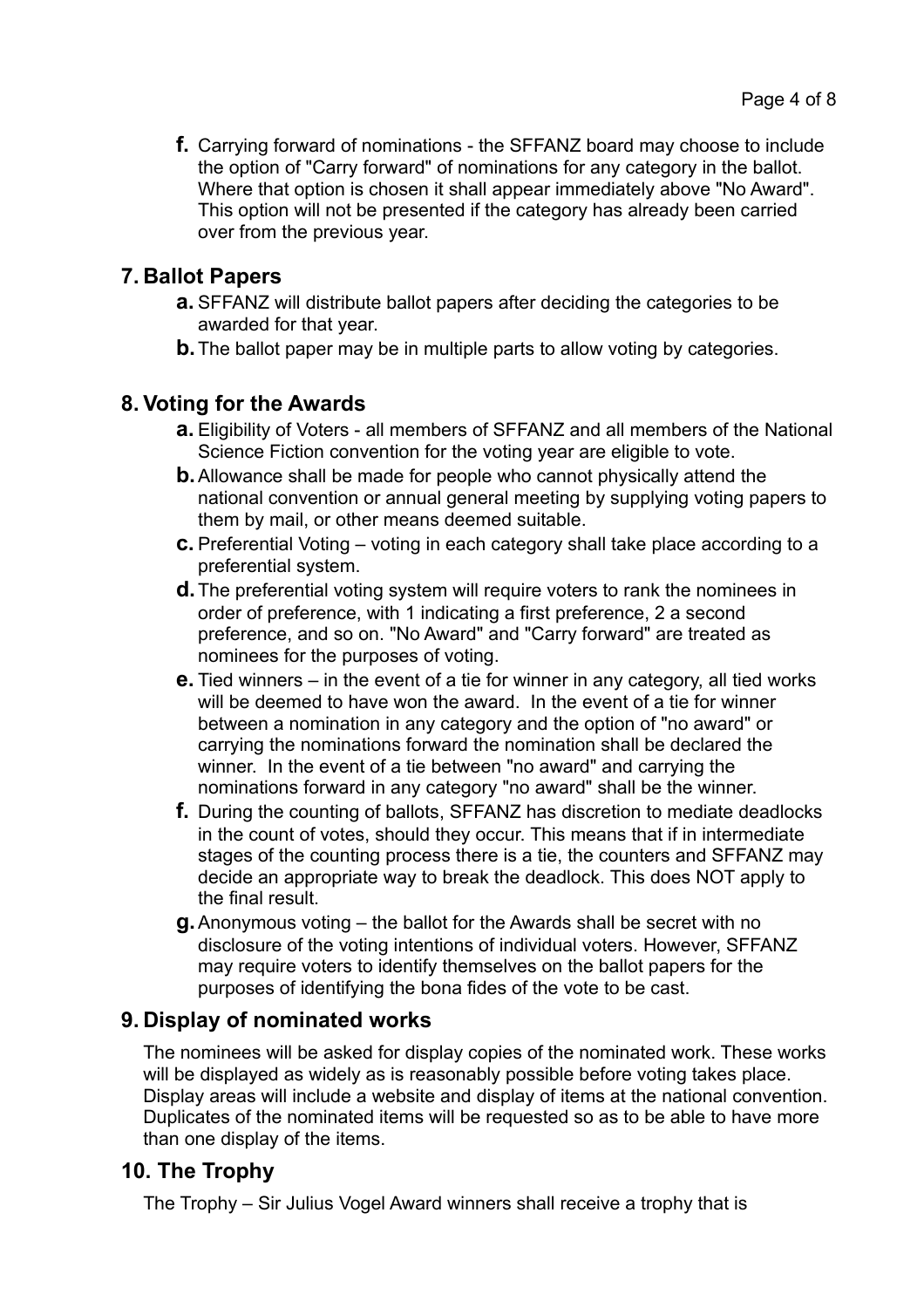f. Carrying forward of nominations - the SFFANZ board may choose to include the option of "Carry forward" of nominations for any category in the ballot. Where that option is chosen it shall appear immediately above "No Award". This option will not be presented if the category has already been carried over from the previous year.

## 7. Ballot Papers

a. SFFANZ will distribute ballot papers after deciding the categories to be awarded for that year.

b. The ballot paper may be in multiple parts to allow voting by categories.

## 8. Voting for the Awards

a. Eligibility of Voters - all members of SFFANZ and all members of the National Science Fiction convention for the voting year are eligible to vote.

b. Allowance shall be made for people who cannot physically attend the national convention or annual general meeting by supplying voting papers to them by mail, or other means deemed suitable.

c. Preferential Voting – voting in each category shall take place according to a preferential system.

d. The preferential voting system will require voters to rank the nominees in order of preference, with 1 indicating a first preference, 2 a second preference, and so on. "No Award" and "Carry forward" are treated as nominees for the purposes of voting.

e. Tied winners – in the event of a tie for winner in any category, all tied works will be deemed to have won the award. In the event of a tie for winner between a nomination in any category and the option of "no award" or carrying the nominations forward the nomination shall be declared the winner. In the event of a tie between "no award" and carrying the nominations forward in any category "no award" shall be the winner.

f. During the counting of ballots, SFFANZ has discretion to mediate deadlocks in the count of votes, should they occur. This means that if in intermediate stages of the counting process there is a tie, the counters and SFFANZ may decide an appropriate way to break the deadlock. This does NOT apply to the final result.

g. Anonymous voting – the ballot for the Awards shall be secret with no disclosure of the voting intentions of individual voters. However, SFFANZ may require voters to identify themselves on the ballot papers for the purposes of identifying the bona fides of the vote to be cast.

## 9. Display of nominated works

The nominees will be asked for display copies of the nominated work. These works will be displayed as widely as is reasonably possible before voting takes place. Display areas will include a website and display of items at the national convention. Duplicates of the nominated items will be requested so as to be able to have more than one display of the items.

## 10. The Trophy

The Trophy – Sir Julius Vogel Award winners shall receive a trophy that is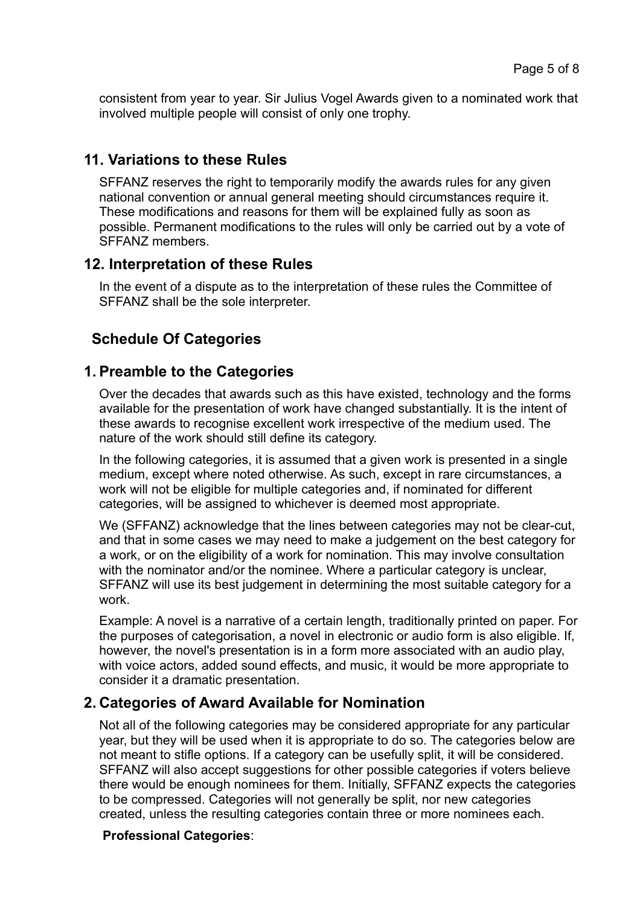consistent from year to year. Sir Julius Vogel Awards given to a nominated work that involved multiple people will consist of only one trophy.

## 11. Variations to these Rules

SFFANZ reserves the right to temporarily modify the awards rules for any given national convention or annual general meeting should circumstances require it. These modifications and reasons for them will be explained fully as soon as possible. Permanent modifications to the rules will only be carried out by a vote of SFFANZ members.

## 12. Interpretation of these Rules

In the event of a dispute as to the interpretation of these rules the Committee of SFFANZ shall be the sole interpreter.

# Schedule Of Categories

## 1. Preamble to the Categories

Over the decades that awards such as this have existed, technology and the forms available for the presentation of work have changed substantially. It is the intent of these awards to recognise excellent work irrespective of the medium used. The nature of the work should still define its category.

In the following categories, it is assumed that a given work is presented in a single medium, except where noted otherwise. As such, except in rare circumstances, a work will not be eligible for multiple categories and, if nominated for different categories, will be assigned to whichever is deemed most appropriate.

We (SFFANZ) acknowledge that the lines between categories may not be clear-cut, and that in some cases we may need to make a judgement on the best category for a work, or on the eligibility of a work for nomination. This may involve consultation with the nominator and/or the nominee. Where a particular category is unclear, SFFANZ will use its best judgement in determining the most suitable category for a work.

Example: A novel is a narrative of a certain length, traditionally printed on paper. For the purposes of categorisation, a novel in electronic or audio form is also eligible. If, however, the novel's presentation is in a form more associated with an audio play, with voice actors, added sound effects, and music, it would be more appropriate to consider it a dramatic presentation.

## 2. Categories of Award Available for Nomination

Not all of the following categories may be considered appropriate for any particular year, but they will be used when it is appropriate to do so. The categories below are not meant to stifle options. If a category can be usefully split, it will be considered. SFFANZ will also accept suggestions for other possible categories if voters believe there would be enough nominees for them. Initially, SFFANZ expects the categories to be compressed. Categories will not generally be split, nor new categories created, unless the resulting categories contain three or more nominees each.

**Professional Categories**: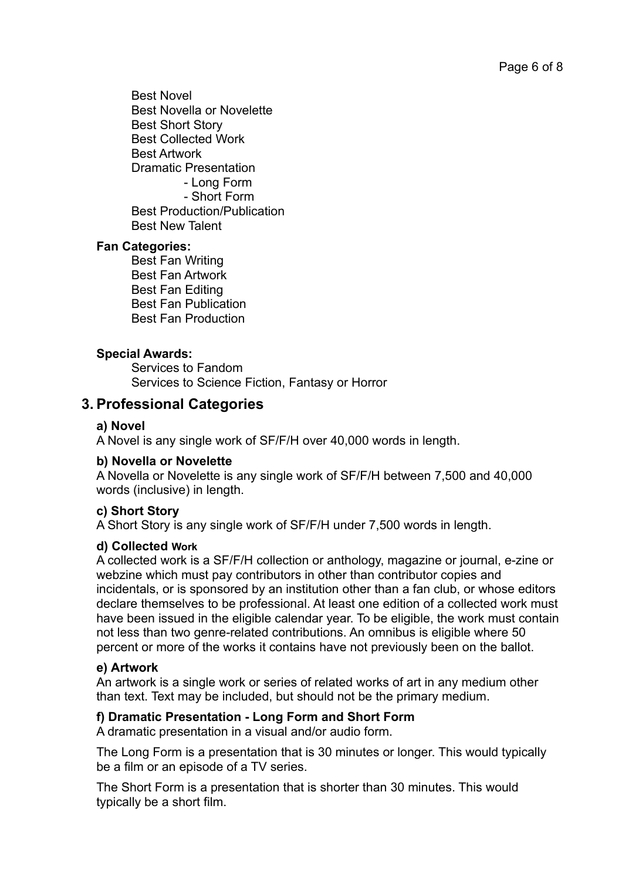Best Novel
Best Novella or Novelette
Best Short Story
Best Collected Work
Best Artwork
Dramatic Presentation
- Long Form
- Short Form

Best Production/Publication
Best New Talent

**Fan Categories:**

Best Fan Writing
Best Fan Artwork
Best Fan Editing
Best Fan Publication
Best Fan Production

**Special Awards:**

Services to Fandom
Services to Science Fiction, Fantasy or Horror

## 3. Professional Categories

**a) Novel**

A Novel is any single work of SF/F/H over 40,000 words in length.

**b) Novella or Novelette**

A Novella or Novelette is any single work of SF/F/H between 7,500 and 40,000 words (inclusive) in length.

**c) Short Story**

A Short Story is any single work of SF/F/H under 7,500 words in length.

**d) Collected Work**

A collected work is a SF/F/H collection or anthology, magazine or journal, e-zine or webzine which must pay contributors in other than contributor copies and incidentals, or is sponsored by an institution other than a fan club, or whose editors declare themselves to be professional. At least one edition of a collected work must have been issued in the eligible calendar year. To be eligible, the work must contain not less than two genre-related contributions. An omnibus is eligible where 50 percent or more of the works it contains have not previously been on the ballot.

**e) Artwork**

An artwork is a single work or series of related works of art in any medium other than text. Text may be included, but should not be the primary medium.

**f) Dramatic Presentation - Long Form and Short Form**

A dramatic presentation in a visual and/or audio form.

The Long Form is a presentation that is 30 minutes or longer. This would typically be a film or an episode of a TV series.

The Short Form is a presentation that is shorter than 30 minutes. This would typically be a short film.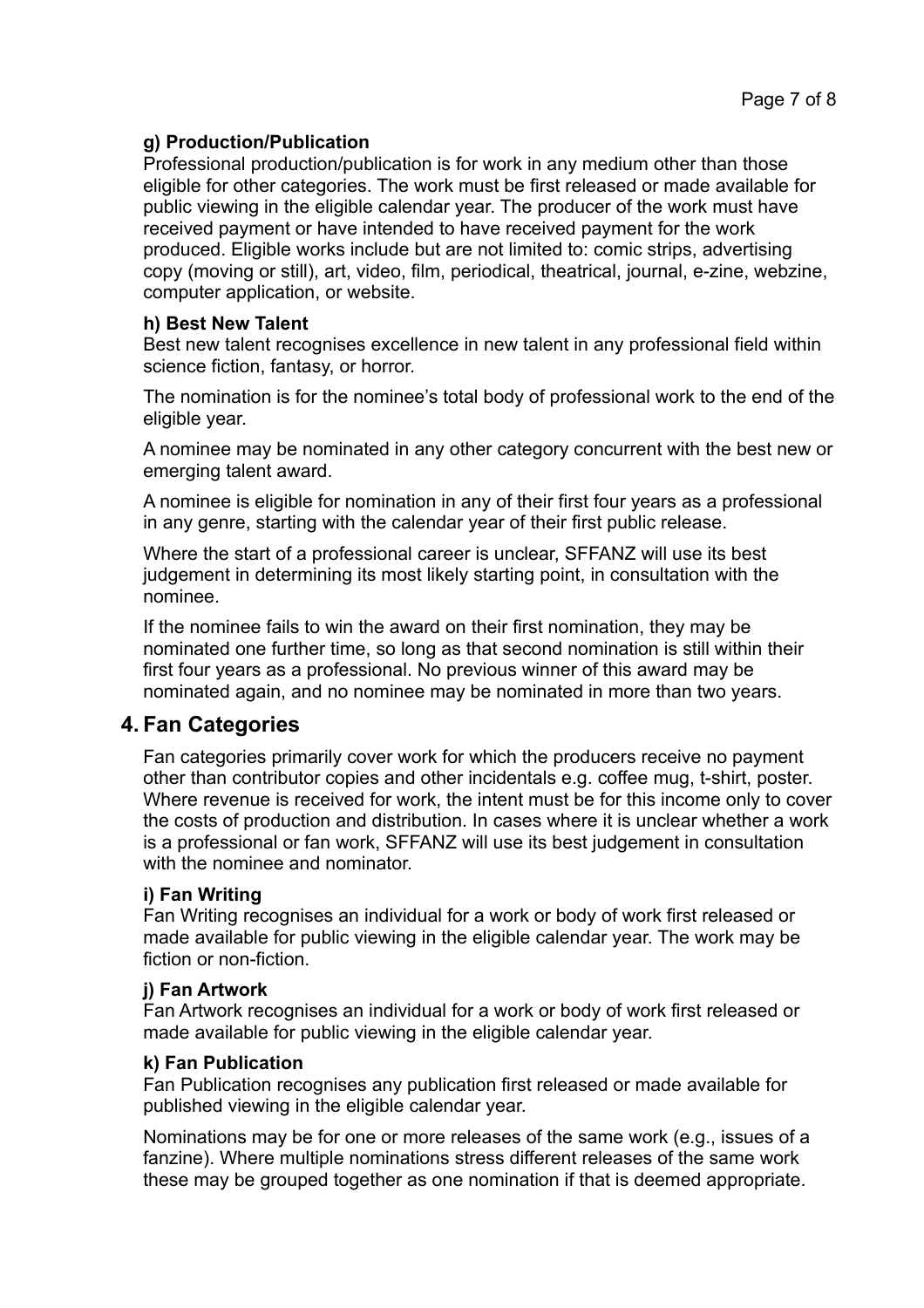#### g) Production/Publication

Professional production/publication is for work in any medium other than those eligible for other categories. The work must be first released or made available for public viewing in the eligible calendar year. The producer of the work must have received payment or have intended to have received payment for the work produced. Eligible works include but are not limited to: comic strips, advertising copy (moving or still), art, video, film, periodical, theatrical, journal, e-zine, webzine, computer application, or website.

#### h) Best New Talent

Best new talent recognises excellence in new talent in any professional field within science fiction, fantasy, or horror.

The nomination is for the nominee's total body of professional work to the end of the eligible year.

A nominee may be nominated in any other category concurrent with the best new or emerging talent award.

A nominee is eligible for nomination in any of their first four years as a professional in any genre, starting with the calendar year of their first public release.

Where the start of a professional career is unclear, SFFANZ will use its best judgement in determining its most likely starting point, in consultation with the nominee.

If the nominee fails to win the award on their first nomination, they may be nominated one further time, so long as that second nomination is still within their first four years as a professional. No previous winner of this award may be nominated again, and no nominee may be nominated in more than two years.

## 4. Fan Categories

Fan categories primarily cover work for which the producers receive no payment other than contributor copies and other incidentals e.g. coffee mug, t-shirt, poster. Where revenue is received for work, the intent must be for this income only to cover the costs of production and distribution. In cases where it is unclear whether a work is a professional or fan work, SFFANZ will use its best judgement in consultation with the nominee and nominator.

#### i) Fan Writing

Fan Writing recognises an individual for a work or body of work first released or made available for public viewing in the eligible calendar year. The work may be fiction or non-fiction.

#### j) Fan Artwork

Fan Artwork recognises an individual for a work or body of work first released or made available for public viewing in the eligible calendar year.

#### k) Fan Publication

Fan Publication recognises any publication first released or made available for published viewing in the eligible calendar year.

Nominations may be for one or more releases of the same work (e.g., issues of a fanzine). Where multiple nominations stress different releases of the same work these may be grouped together as one nomination if that is deemed appropriate.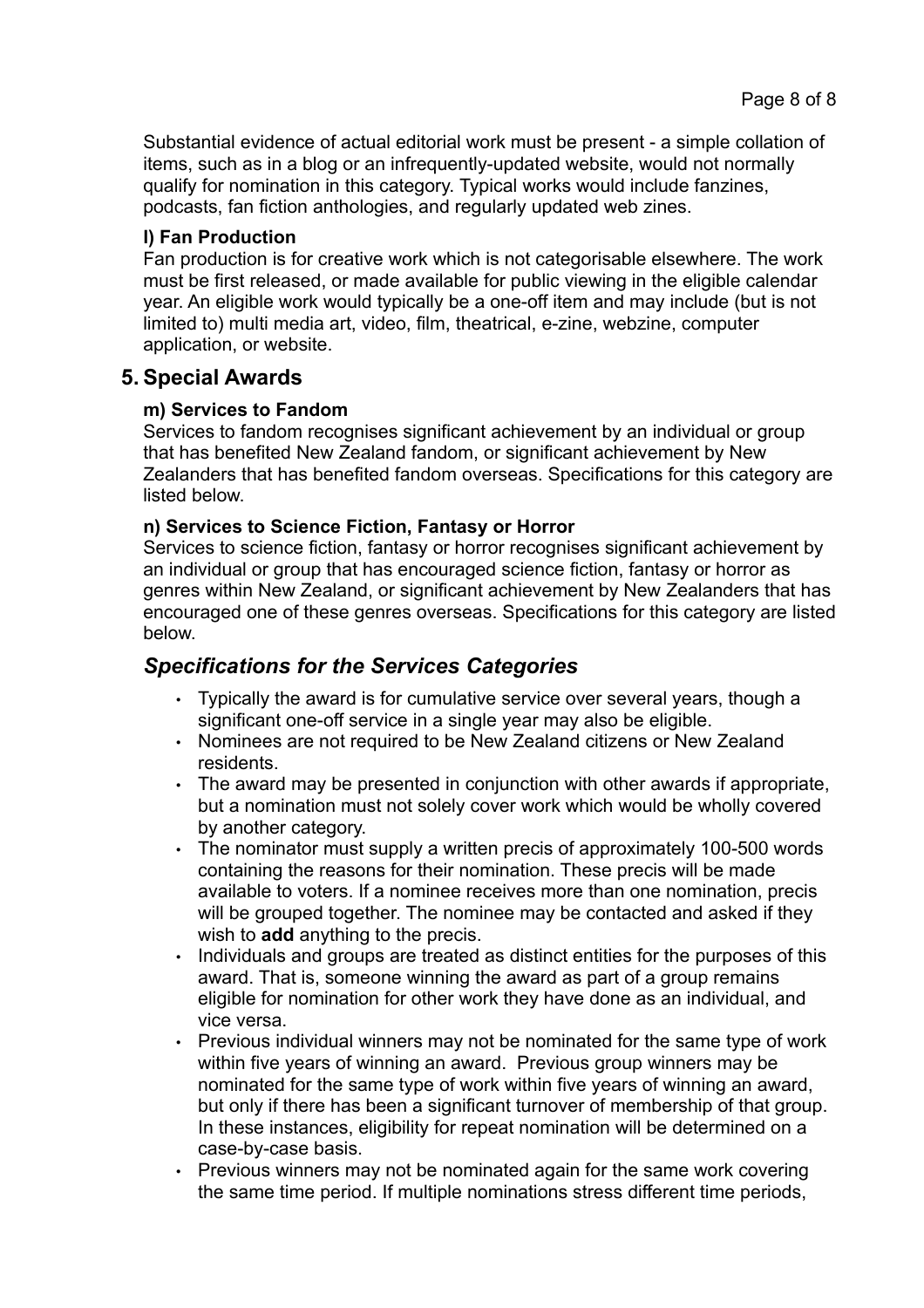Substantial evidence of actual editorial work must be present - a simple collation of items, such as in a blog or an infrequently-updated website, would not normally qualify for nomination in this category. Typical works would include fanzines, podcasts, fan fiction anthologies, and regularly updated web zines.

**l) Fan Production**

Fan production is for creative work which is not categorisable elsewhere. The work must be first released, or made available for public viewing in the eligible calendar year. An eligible work would typically be a one-off item and may include (but is not limited to) multi media art, video, film, theatrical, e-zine, webzine, computer application, or website.

## 5. Special Awards

**m) Services to Fandom**

Services to fandom recognises significant achievement by an individual or group that has benefited New Zealand fandom, or significant achievement by New Zealanders that has benefited fandom overseas. Specifications for this category are listed below.

**n) Services to Science Fiction, Fantasy or Horror**

Services to science fiction, fantasy or horror recognises significant achievement by an individual or group that has encouraged science fiction, fantasy or horror as genres within New Zealand, or significant achievement by New Zealanders that has encouraged one of these genres overseas. Specifications for this category are listed below.

### *Specifications for the Services Categories*

- Typically the award is for cumulative service over several years, though a significant one-off service in a single year may also be eligible.
- Nominees are not required to be New Zealand citizens or New Zealand residents.
- The award may be presented in conjunction with other awards if appropriate, but a nomination must not solely cover work which would be wholly covered by another category.
- The nominator must supply a written precis of approximately 100-500 words containing the reasons for their nomination. These precis will be made available to voters. If a nominee receives more than one nomination, precis will be grouped together. The nominee may be contacted and asked if they wish to **add** anything to the precis.
- Individuals and groups are treated as distinct entities for the purposes of this award. That is, someone winning the award as part of a group remains eligible for nomination for other work they have done as an individual, and vice versa.
- Previous individual winners may not be nominated for the same type of work within five years of winning an award. Previous group winners may be nominated for the same type of work within five years of winning an award, but only if there has been a significant turnover of membership of that group. In these instances, eligibility for repeat nomination will be determined on a case-by-case basis.
- Previous winners may not be nominated again for the same work covering the same time period. If multiple nominations stress different time periods,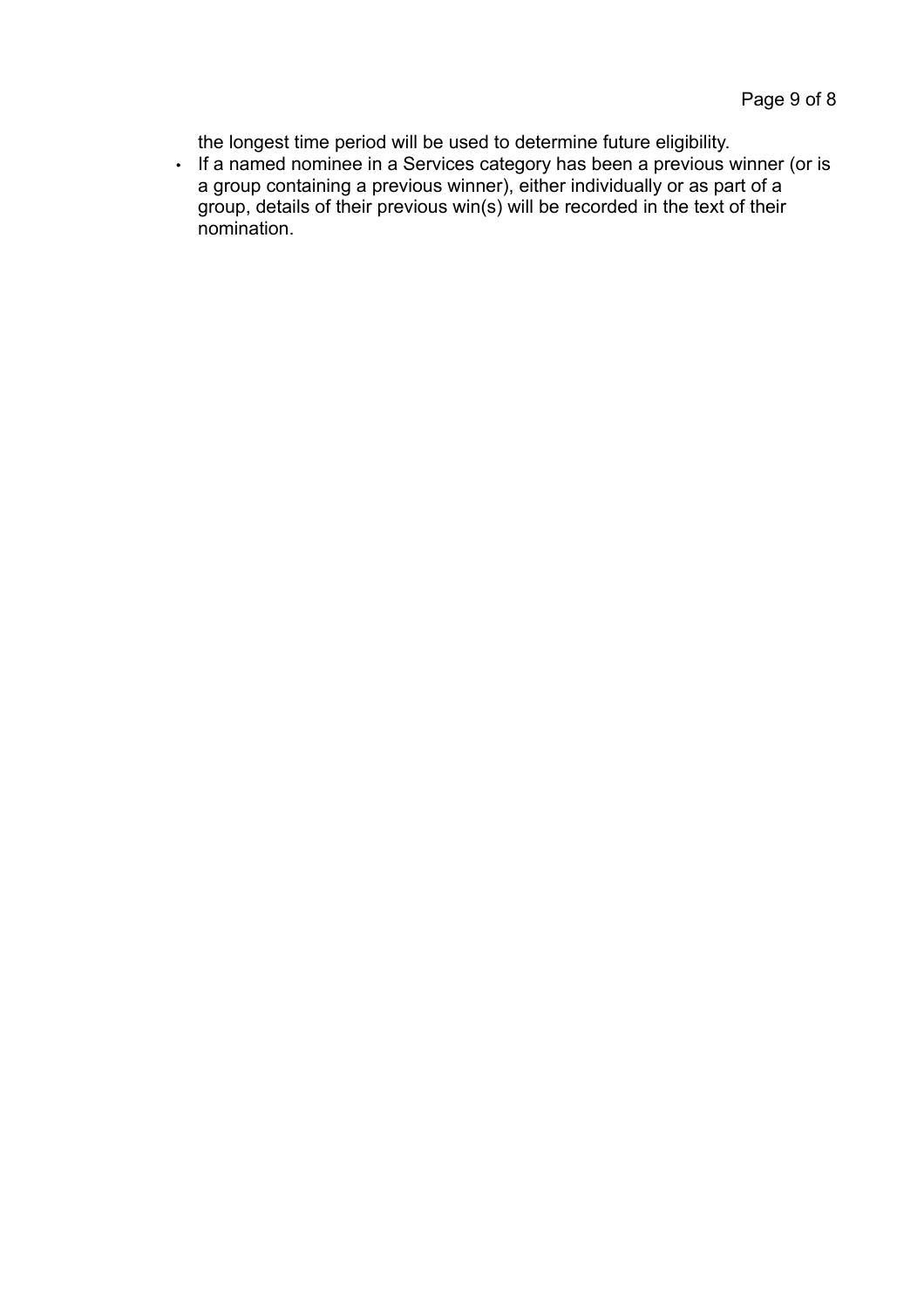the longest time period will be used to determine future eligibility.

- If a named nominee in a Services category has been a previous winner (or is a group containing a previous winner), either individually or as part of a group, details of their previous win(s) will be recorded in the text of their nomination.